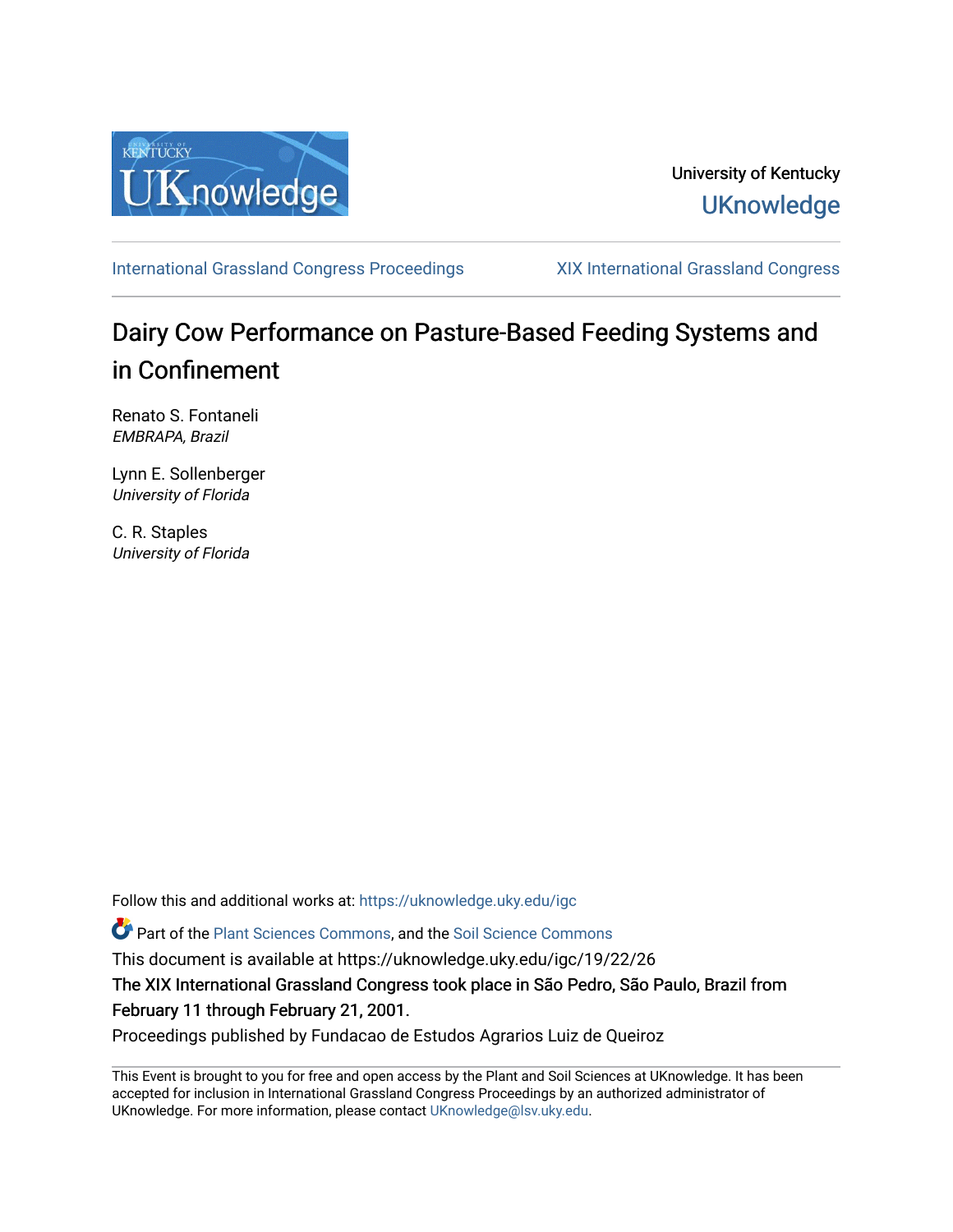University of Kentucky

UKnowledge

International Grassland Congress Proceedings | XIX International Grassland Congress

# Dairy Cow Performance on Pasture-Based Feeding Systems and in Confinement

Renato S. Fontaneli
*EMBRAPA, Brazil*

Lynn E. Sollenberger
*University of Florida*

C. R. Staples
*University of Florida*

Follow this and additional works at: https://uknowledge.uky.edu/igc

Part of the Plant Sciences Commons, and the Soil Science Commons

This document is available at https://uknowledge.uky.edu/igc/19/22/26

The XIX International Grassland Congress took place in São Pedro, São Paulo, Brazil from February 11 through February 21, 2001.

Proceedings published by Fundacao de Estudos Agrarios Luiz de Queiroz

This Event is brought to you for free and open access by the Plant and Soil Sciences at UKnowledge. It has been accepted for inclusion in International Grassland Congress Proceedings by an authorized administrator of UKnowledge. For more information, please contact UKnowledge@lsv.uky.edu.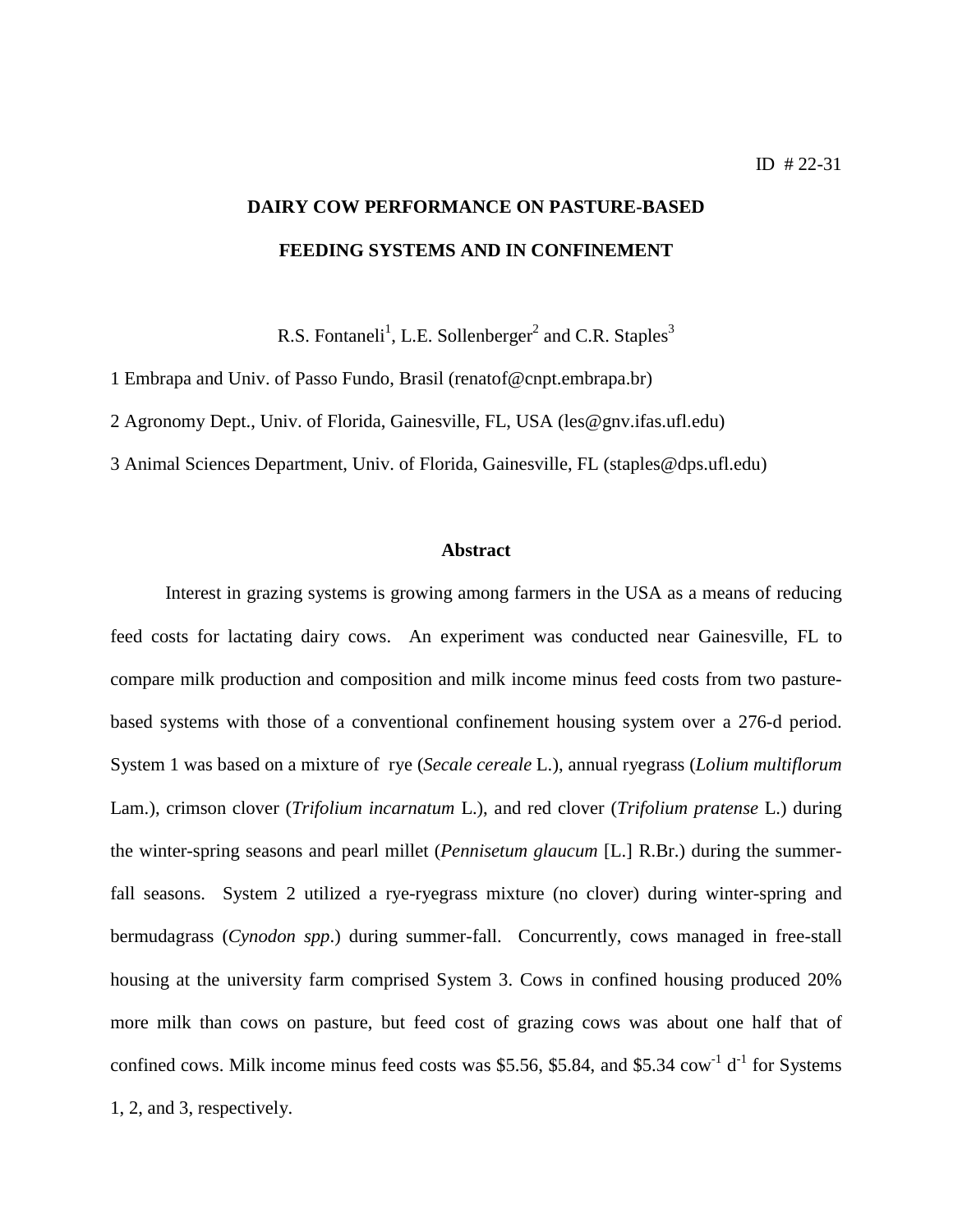ID # 22-31

# DAIRY COW PERFORMANCE ON PASTURE-BASED FEEDING SYSTEMS AND IN CONFINEMENT

R.S. Fontaneli[1], L.E. Sollenberger[2] and C.R. Staples[3]

1 Embrapa and Univ. of Passo Fundo, Brasil (renatof@cnpt.embrapa.br)

2 Agronomy Dept., Univ. of Florida, Gainesville, FL, USA (les@gnv.ifas.ufl.edu)

3 Animal Sciences Department, Univ. of Florida, Gainesville, FL (staples@dps.ufl.edu)

## Abstract

Interest in grazing systems is growing among farmers in the USA as a means of reducing feed costs for lactating dairy cows. An experiment was conducted near Gainesville, FL to compare milk production and composition and milk income minus feed costs from two pasture-based systems with those of a conventional confinement housing system over a 276-d period. System 1 was based on a mixture of rye (*Secale cereale* L.), annual ryegrass (*Lolium multiflorum* Lam.), crimson clover (*Trifolium incarnatum* L.), and red clover (*Trifolium pratense* L.) during the winter-spring seasons and pearl millet (*Pennisetum glaucum* [L.] R.Br.) during the summer-fall seasons. System 2 utilized a rye-ryegrass mixture (no clover) during winter-spring and bermudagrass (*Cynodon spp*.) during summer-fall. Concurrently, cows managed in free-stall housing at the university farm comprised System 3. Cows in confined housing produced 20% more milk than cows on pasture, but feed cost of grazing cows was about one half that of confined cows. Milk income minus feed costs was \$5.56, \$5.84, and \$5.34 $cow^{-1}$ $d^{-1}$ for Systems 1, 2, and 3, respectively.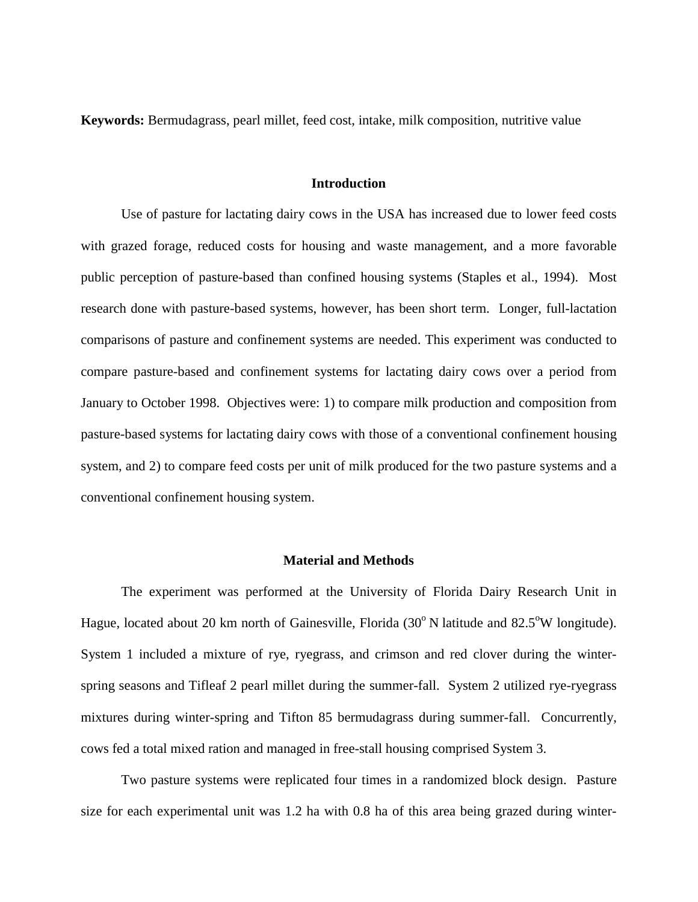**Keywords:** Bermudagrass, pearl millet, feed cost, intake, milk composition, nutritive value

## Introduction

Use of pasture for lactating dairy cows in the USA has increased due to lower feed costs with grazed forage, reduced costs for housing and waste management, and a more favorable public perception of pasture-based than confined housing systems (Staples et al., 1994). Most research done with pasture-based systems, however, has been short term. Longer, full-lactation comparisons of pasture and confinement systems are needed. This experiment was conducted to compare pasture-based and confinement systems for lactating dairy cows over a period from January to October 1998. Objectives were: 1) to compare milk production and composition from pasture-based systems for lactating dairy cows with those of a conventional confinement housing system, and 2) to compare feed costs per unit of milk produced for the two pasture systems and a conventional confinement housing system.

## Material and Methods

The experiment was performed at the University of Florida Dairy Research Unit in Hague, located about 20 km north of Gainesville, Florida ($30^{o}$ N latitude and $82.5^{o}$W longitude). System 1 included a mixture of rye, ryegrass, and crimson and red clover during the winter-spring seasons and Tifleaf 2 pearl millet during the summer-fall. System 2 utilized rye-ryegrass mixtures during winter-spring and Tifton 85 bermudagrass during summer-fall. Concurrently, cows fed a total mixed ration and managed in free-stall housing comprised System 3.

Two pasture systems were replicated four times in a randomized block design. Pasture size for each experimental unit was 1.2 ha with 0.8 ha of this area being grazed during winter-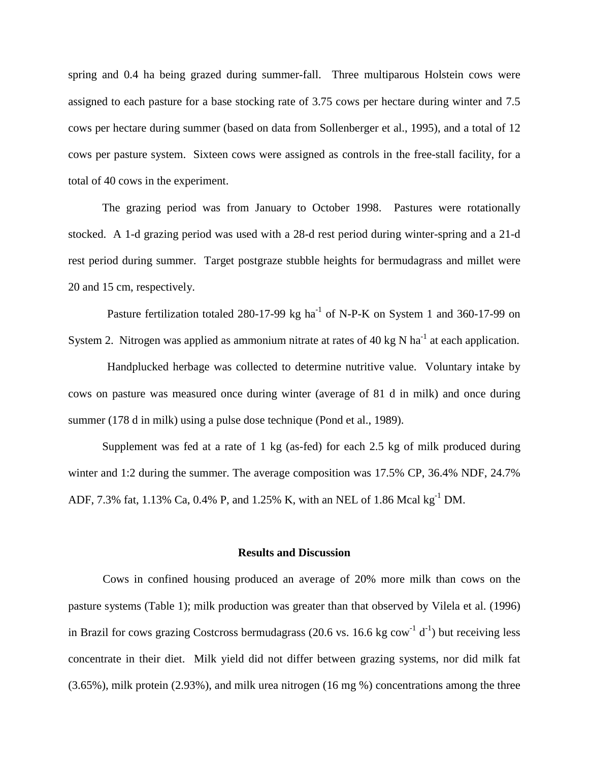spring and 0.4 ha being grazed during summer-fall. Three multiparous Holstein cows were assigned to each pasture for a base stocking rate of 3.75 cows per hectare during winter and 7.5 cows per hectare during summer (based on data from Sollenberger et al., 1995), and a total of 12 cows per pasture system. Sixteen cows were assigned as controls in the free-stall facility, for a total of 40 cows in the experiment.

The grazing period was from January to October 1998. Pastures were rotationally stocked. A 1-d grazing period was used with a 28-d rest period during winter-spring and a 21-d rest period during summer. Target postgraze stubble heights for bermudagrass and millet were 20 and 15 cm, respectively.

Pasture fertilization totaled 280-17-99 kg $ha^{-1}$ of N-P-K on System 1 and 360-17-99 on System 2. Nitrogen was applied as ammonium nitrate at rates of 40 kg N $ha^{-1}$ at each application.

Handplucked herbage was collected to determine nutritive value. Voluntary intake by cows on pasture was measured once during winter (average of 81 d in milk) and once during summer (178 d in milk) using a pulse dose technique (Pond et al., 1989).

Supplement was fed at a rate of 1 kg (as-fed) for each 2.5 kg of milk produced during winter and 1:2 during the summer. The average composition was 17.5% CP, 36.4% NDF, 24.7% ADF, 7.3% fat, 1.13% Ca, 0.4% P, and 1.25% K, with an NEL of 1.86 Mcal $kg^{-1}$ DM.

## Results and Discussion

Cows in confined housing produced an average of 20% more milk than cows on the pasture systems (Table 1); milk production was greater than that observed by Vilela et al. (1996) in Brazil for cows grazing Costcross bermudagrass (20.6 vs. 16.6 kg $cow^{-1}$ $d^{-1}$) but receiving less concentrate in their diet. Milk yield did not differ between grazing systems, nor did milk fat (3.65%), milk protein (2.93%), and milk urea nitrogen (16 mg %) concentrations among the three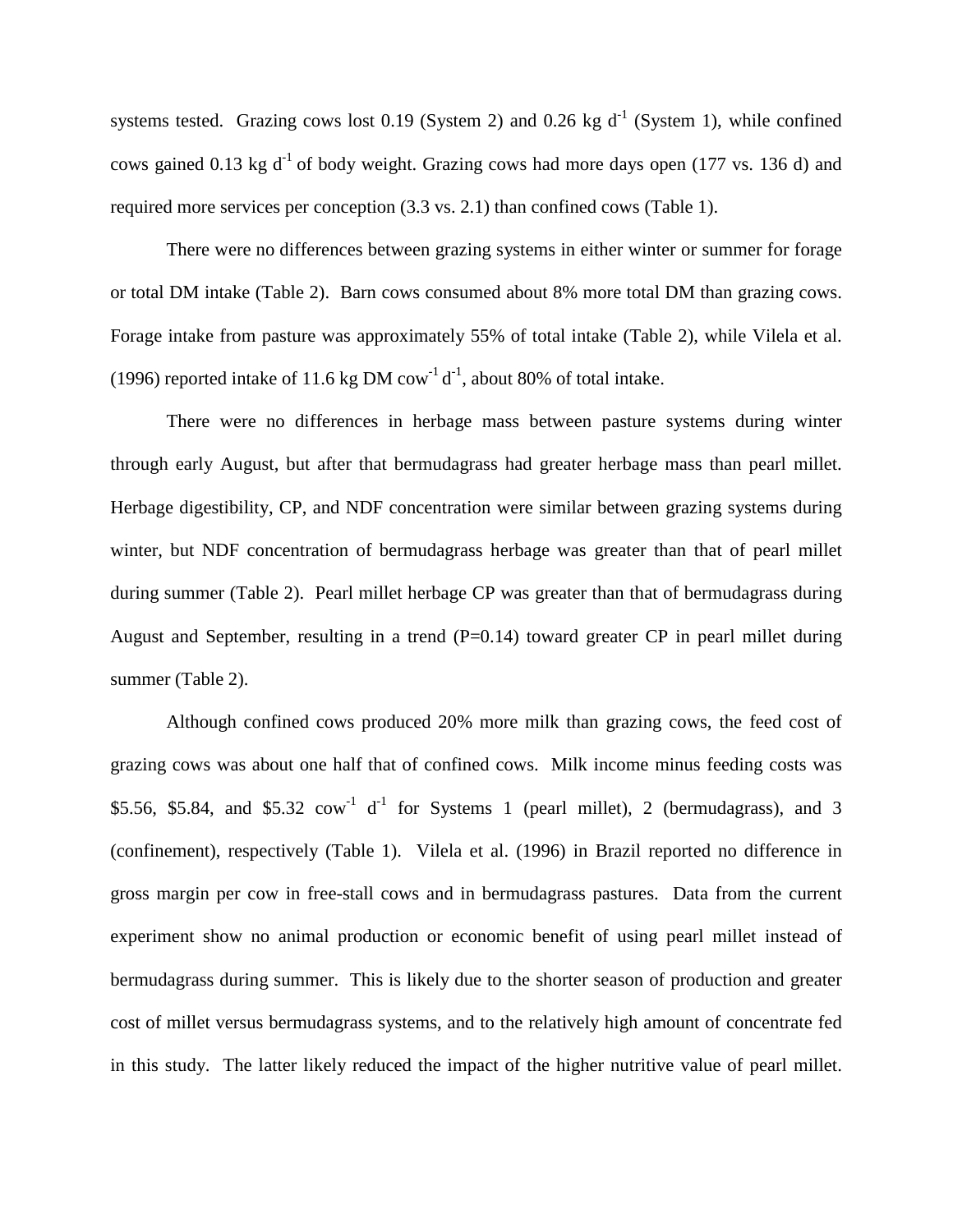systems tested. Grazing cows lost 0.19 (System 2) and 0.26 kg $d^{-1}$ (System 1), while confined cows gained 0.13 kg $d^{-1}$ of body weight. Grazing cows had more days open (177 vs. 136 d) and required more services per conception (3.3 vs. 2.1) than confined cows (Table 1).

There were no differences between grazing systems in either winter or summer for forage or total DM intake (Table 2). Barn cows consumed about 8% more total DM than grazing cows. Forage intake from pasture was approximately 55% of total intake (Table 2), while Vilela et al. (1996) reported intake of 11.6 kg DM $cow^{-1}$ $d^{-1}$, about 80% of total intake.

There were no differences in herbage mass between pasture systems during winter through early August, but after that bermudagrass had greater herbage mass than pearl millet. Herbage digestibility, CP, and NDF concentration were similar between grazing systems during winter, but NDF concentration of bermudagrass herbage was greater than that of pearl millet during summer (Table 2). Pearl millet herbage CP was greater than that of bermudagrass during August and September, resulting in a trend ($P=0.14$) toward greater CP in pearl millet during summer (Table 2).

Although confined cows produced 20% more milk than grazing cows, the feed cost of grazing cows was about one half that of confined cows. Milk income minus feeding costs was \$5.56, \$5.84, and \$5.32 $cow^{-1}$ $d^{-1}$ for Systems 1 (pearl millet), 2 (bermudagrass), and 3 (confinement), respectively (Table 1). Vilela et al. (1996) in Brazil reported no difference in gross margin per cow in free-stall cows and in bermudagrass pastures. Data from the current experiment show no animal production or economic benefit of using pearl millet instead of bermudagrass during summer. This is likely due to the shorter season of production and greater cost of millet versus bermudagrass systems, and to the relatively high amount of concentrate fed in this study. The latter likely reduced the impact of the higher nutritive value of pearl millet.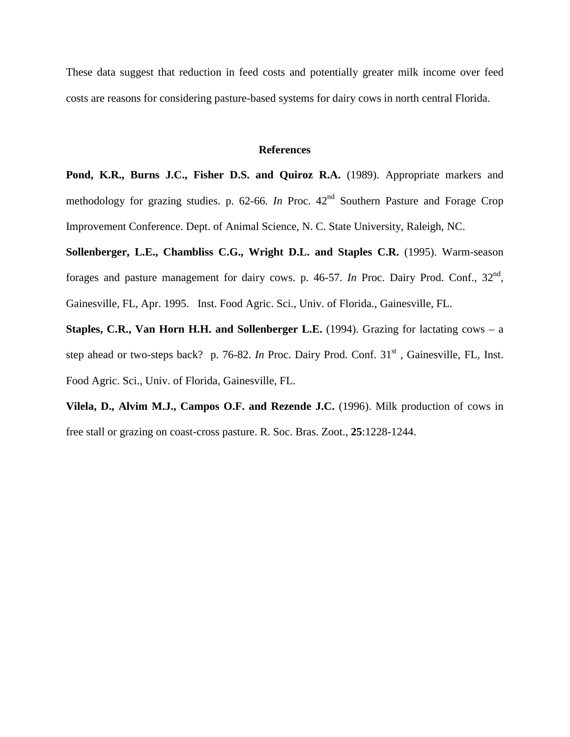These data suggest that reduction in feed costs and potentially greater milk income over feed costs are reasons for considering pasture-based systems for dairy cows in north central Florida.

## References

**Pond, K.R., Burns J.C., Fisher D.S. and Quiroz R.A.** (1989). Appropriate markers and methodology for grazing studies. p. 62-66. *In* Proc. 42nd Southern Pasture and Forage Crop Improvement Conference. Dept. of Animal Science, N. C. State University, Raleigh, NC.

**Sollenberger, L.E., Chambliss C.G., Wright D.L. and Staples C.R.** (1995). Warm-season forages and pasture management for dairy cows. p. 46-57. *In* Proc. Dairy Prod. Conf., 32nd, Gainesville, FL, Apr. 1995. Inst. Food Agric. Sci., Univ. of Florida., Gainesville, FL.

**Staples, C.R., Van Horn H.H. and Sollenberger L.E.** (1994). Grazing for lactating cows – a step ahead or two-steps back? p. 76-82. *In* Proc. Dairy Prod. Conf. 31st , Gainesville, FL, Inst. Food Agric. Sci., Univ. of Florida, Gainesville, FL.

**Vilela, D., Alvim M.J., Campos O.F. and Rezende J.C.** (1996). Milk production of cows in free stall or grazing on coast-cross pasture. R. Soc. Bras. Zoot., **25**:1228-1244.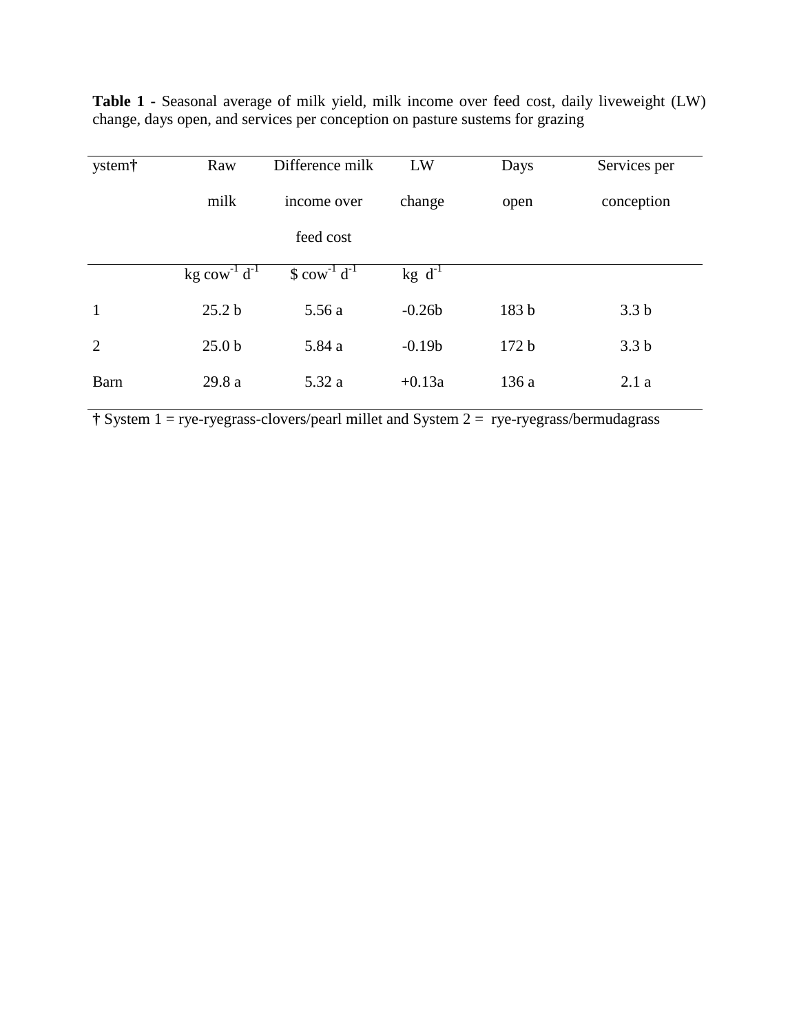**Table 1 -** Seasonal average of milk yield, milk income over feed cost, daily liveweight (LW) change, days open, and services per conception on pasture sustems for grazing

| ystem† | Raw milk | Difference milk income over feed cost | LW change | Days open | Services per conception |
|---|---|---|---|---|---|
| | kg cow$^{-1}$ d$^{-1}$ | $ cow$^{-1}$ d$^{-1}$ | kg d$^{-1}$ | | |
| 1 | 25.2 b | 5.56 a | -0.26b | 183 b | 3.3 b |
| 2 | 25.0 b | 5.84 a | -0.19b | 172 b | 3.3 b |
| Barn | 29.8 a | 5.32 a | +0.13a | 136 a | 2.1 a |

† System 1 = rye-ryegrass-clovers/pearl millet and System 2 = rye-ryegrass/bermudagrass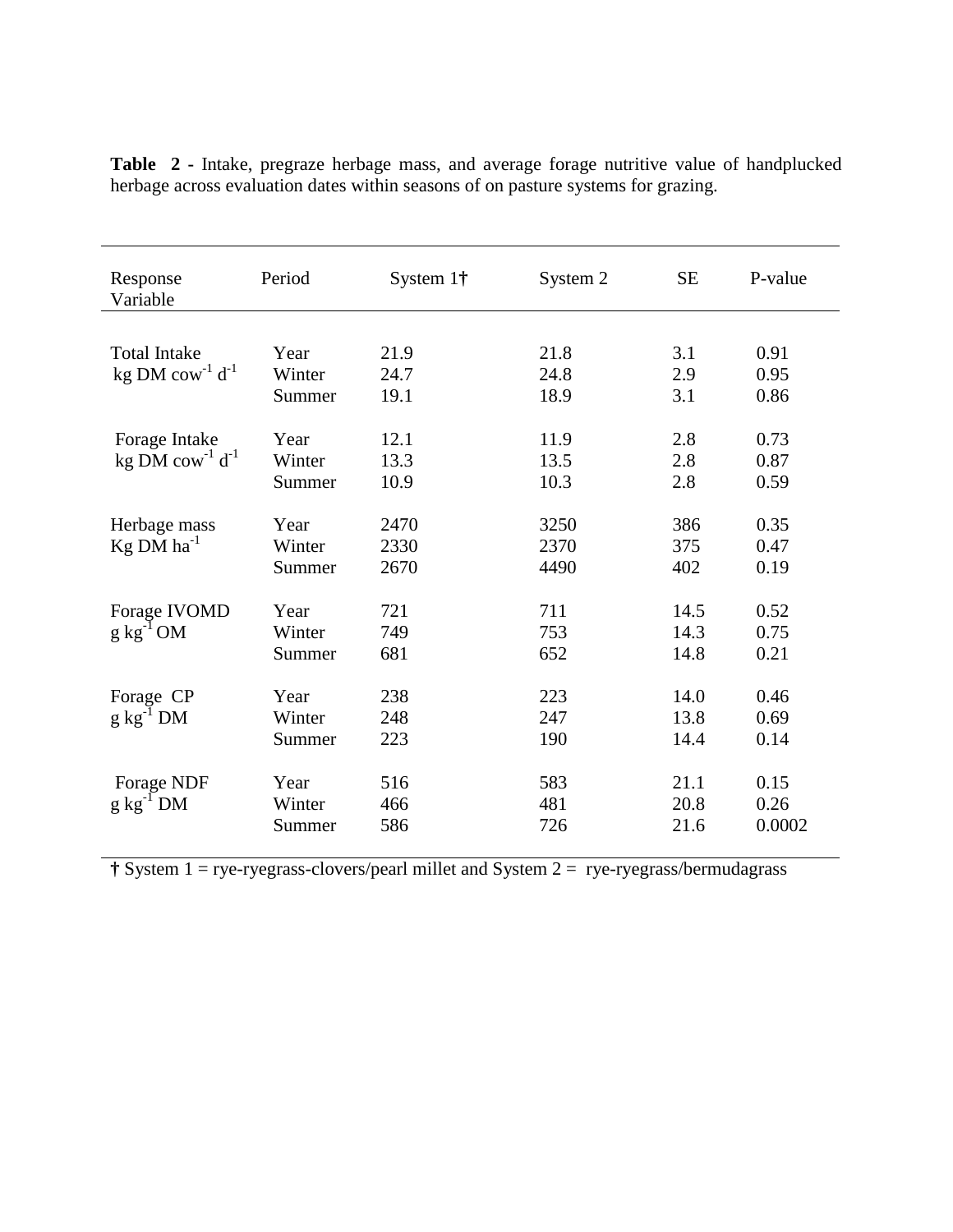**Table 2 -** Intake, pregraze herbage mass, and average forage nutritive value of handplucked herbage across evaluation dates within seasons of on pasture systems for grazing.

| Response Variable | Period | System 1† | System 2 | SE | P-value |
|---|---|---|---|---|---|
| Total Intake | Year | 21.9 | 21.8 | 3.1 | 0.91 |
| kg DM $cow^{-1}$ $d^{-1}$ | Winter | 24.7 | 24.8 | 2.9 | 0.95 |
| | Summer | 19.1 | 18.9 | 3.1 | 0.86 |
| Forage Intake | Year | 12.1 | 11.9 | 2.8 | 0.73 |
| kg DM $cow^{-1}$ $d^{-1}$ | Winter | 13.3 | 13.5 | 2.8 | 0.87 |
| | Summer | 10.9 | 10.3 | 2.8 | 0.59 |
| Herbage mass | Year | 2470 | 3250 | 386 | 0.35 |
| Kg DM $ha^{-1}$ | Winter | 2330 | 2370 | 375 | 0.47 |
| | Summer | 2670 | 4490 | 402 | 0.19 |
| Forage IVOMD | Year | 721 | 711 | 14.5 | 0.52 |
| g $kg^{-1}$ OM | Winter | 749 | 753 | 14.3 | 0.75 |
| | Summer | 681 | 652 | 14.8 | 0.21 |
| Forage CP | Year | 238 | 223 | 14.0 | 0.46 |
| g $kg^{-1}$ DM | Winter | 248 | 247 | 13.8 | 0.69 |
| | Summer | 223 | 190 | 14.4 | 0.14 |
| Forage NDF | Year | 516 | 583 | 21.1 | 0.15 |
| g $kg^{-1}$ DM | Winter | 466 | 481 | 20.8 | 0.26 |
| | Summer | 586 | 726 | 21.6 | 0.0002 |

† System 1 = rye-ryegrass-clovers/pearl millet and System 2 = rye-ryegrass/bermudagrass